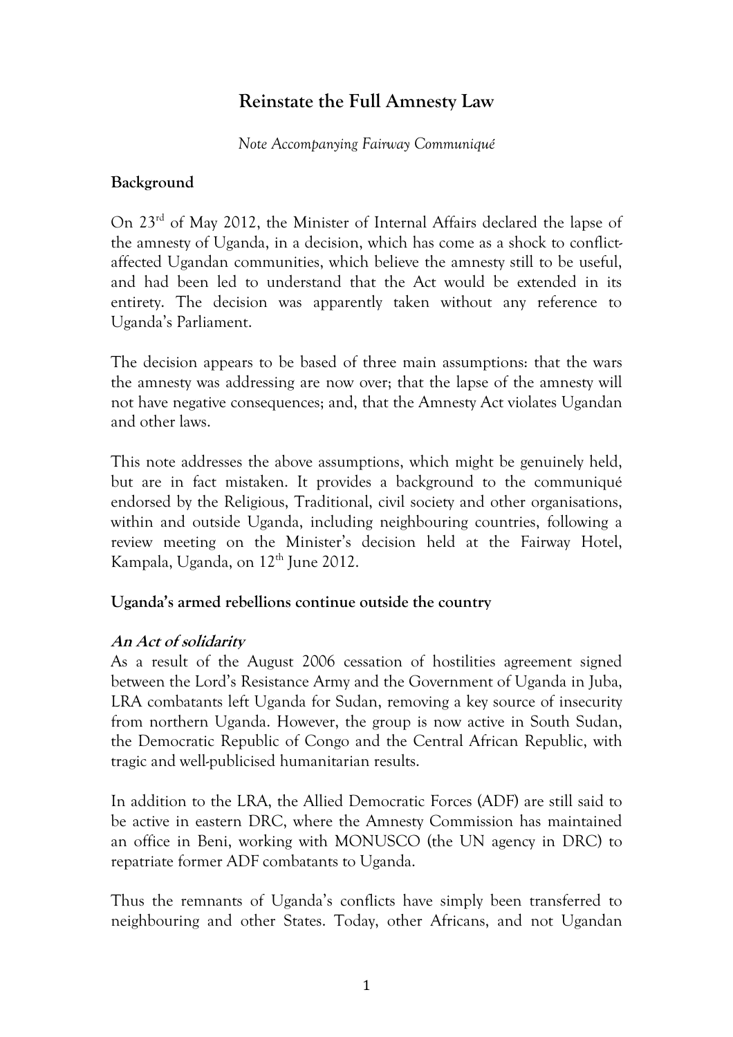# Reinstate the Full Amnesty Law

*Note Accompanying Fairway Communiqué*

**Background**

On 23rd of May 2012, the Minister of Internal Affairs declared the lapse of the amnesty of Uganda, in a decision, which has come as a shock to conflict-affected Ugandan communities, which believe the amnesty still to be useful, and had been led to understand that the Act would be extended in its entirety. The decision was apparently taken without any reference to Uganda's Parliament.

The decision appears to be based of three main assumptions: that the wars the amnesty was addressing are now over; that the lapse of the amnesty will not have negative consequences; and, that the Amnesty Act violates Ugandan and other laws.

This note addresses the above assumptions, which might be genuinely held, but are in fact mistaken. It provides a background to the communiqué endorsed by the Religious, Traditional, civil society and other organisations, within and outside Uganda, including neighbouring countries, following a review meeting on the Minister's decision held at the Fairway Hotel, Kampala, Uganda, on 12th June 2012.

**Uganda's armed rebellions continue outside the country**

***An Act of solidarity***

As a result of the August 2006 cessation of hostilities agreement signed between the Lord's Resistance Army and the Government of Uganda in Juba, LRA combatants left Uganda for Sudan, removing a key source of insecurity from northern Uganda. However, the group is now active in South Sudan, the Democratic Republic of Congo and the Central African Republic, with tragic and well-publicised humanitarian results.

In addition to the LRA, the Allied Democratic Forces (ADF) are still said to be active in eastern DRC, where the Amnesty Commission has maintained an office in Beni, working with MONUSCO (the UN agency in DRC) to repatriate former ADF combatants to Uganda.

Thus the remnants of Uganda's conflicts have simply been transferred to neighbouring and other States. Today, other Africans, and not Ugandan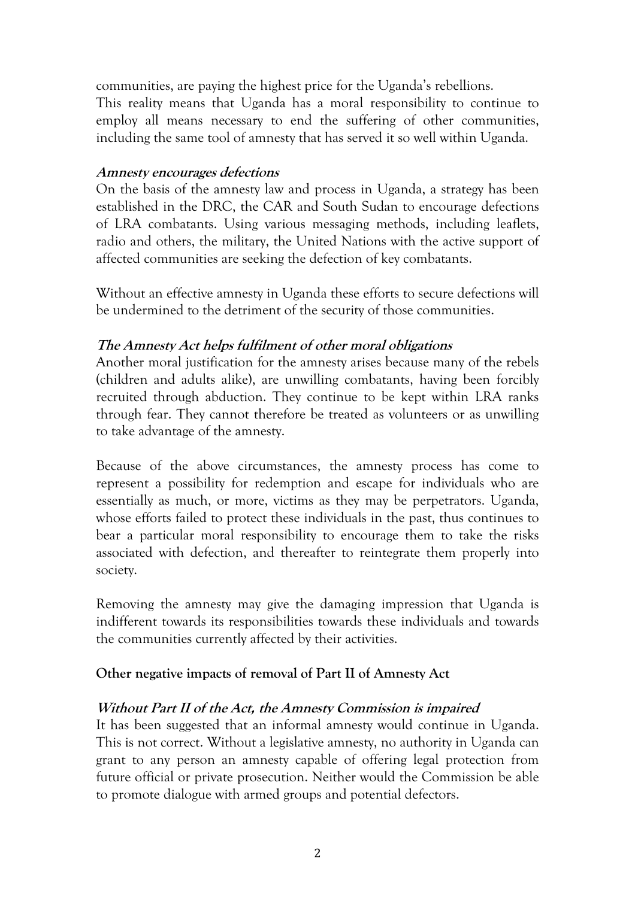communities, are paying the highest price for the Uganda's rebellions.
This reality means that Uganda has a moral responsibility to continue to employ all means necessary to end the suffering of other communities, including the same tool of amnesty that has served it so well within Uganda.

***Amnesty encourages defections***

On the basis of the amnesty law and process in Uganda, a strategy has been established in the DRC, the CAR and South Sudan to encourage defections of LRA combatants. Using various messaging methods, including leaflets, radio and others, the military, the United Nations with the active support of affected communities are seeking the defection of key combatants.

Without an effective amnesty in Uganda these efforts to secure defections will be undermined to the detriment of the security of those communities.

***The Amnesty Act helps fulfilment of other moral obligations***

Another moral justification for the amnesty arises because many of the rebels (children and adults alike), are unwilling combatants, having been forcibly recruited through abduction. They continue to be kept within LRA ranks through fear. They cannot therefore be treated as volunteers or as unwilling to take advantage of the amnesty.

Because of the above circumstances, the amnesty process has come to represent a possibility for redemption and escape for individuals who are essentially as much, or more, victims as they may be perpetrators. Uganda, whose efforts failed to protect these individuals in the past, thus continues to bear a particular moral responsibility to encourage them to take the risks associated with defection, and thereafter to reintegrate them properly into society.

Removing the amnesty may give the damaging impression that Uganda is indifferent towards its responsibilities towards these individuals and towards the communities currently affected by their activities.

**Other negative impacts of removal of Part II of Amnesty Act**

***Without Part II of the Act, the Amnesty Commission is impaired***

It has been suggested that an informal amnesty would continue in Uganda. This is not correct. Without a legislative amnesty, no authority in Uganda can grant to any person an amnesty capable of offering legal protection from future official or private prosecution. Neither would the Commission be able to promote dialogue with armed groups and potential defectors.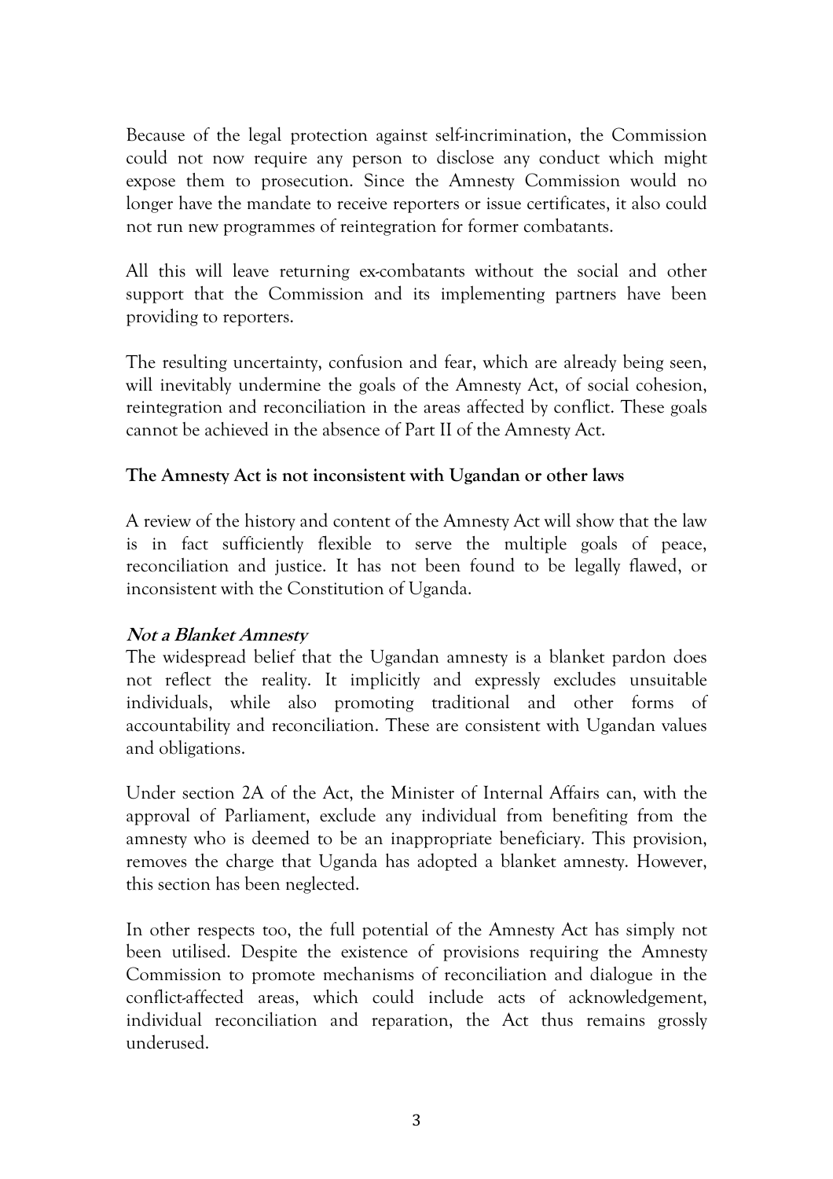Because of the legal protection against self-incrimination, the Commission could not now require any person to disclose any conduct which might expose them to prosecution. Since the Amnesty Commission would no longer have the mandate to receive reporters or issue certificates, it also could not run new programmes of reintegration for former combatants.

All this will leave returning ex-combatants without the social and other support that the Commission and its implementing partners have been providing to reporters.

The resulting uncertainty, confusion and fear, which are already being seen, will inevitably undermine the goals of the Amnesty Act, of social cohesion, reintegration and reconciliation in the areas affected by conflict. These goals cannot be achieved in the absence of Part II of the Amnesty Act.

**The Amnesty Act is not inconsistent with Ugandan or other laws**

A review of the history and content of the Amnesty Act will show that the law is in fact sufficiently flexible to serve the multiple goals of peace, reconciliation and justice. It has not been found to be legally flawed, or inconsistent with the Constitution of Uganda.

***Not a Blanket Amnesty***

The widespread belief that the Ugandan amnesty is a blanket pardon does not reflect the reality. It implicitly and expressly excludes unsuitable individuals, while also promoting traditional and other forms of accountability and reconciliation. These are consistent with Ugandan values and obligations.

Under section 2A of the Act, the Minister of Internal Affairs can, with the approval of Parliament, exclude any individual from benefiting from the amnesty who is deemed to be an inappropriate beneficiary. This provision, removes the charge that Uganda has adopted a blanket amnesty. However, this section has been neglected.

In other respects too, the full potential of the Amnesty Act has simply not been utilised. Despite the existence of provisions requiring the Amnesty Commission to promote mechanisms of reconciliation and dialogue in the conflict-affected areas, which could include acts of acknowledgement, individual reconciliation and reparation, the Act thus remains grossly underused.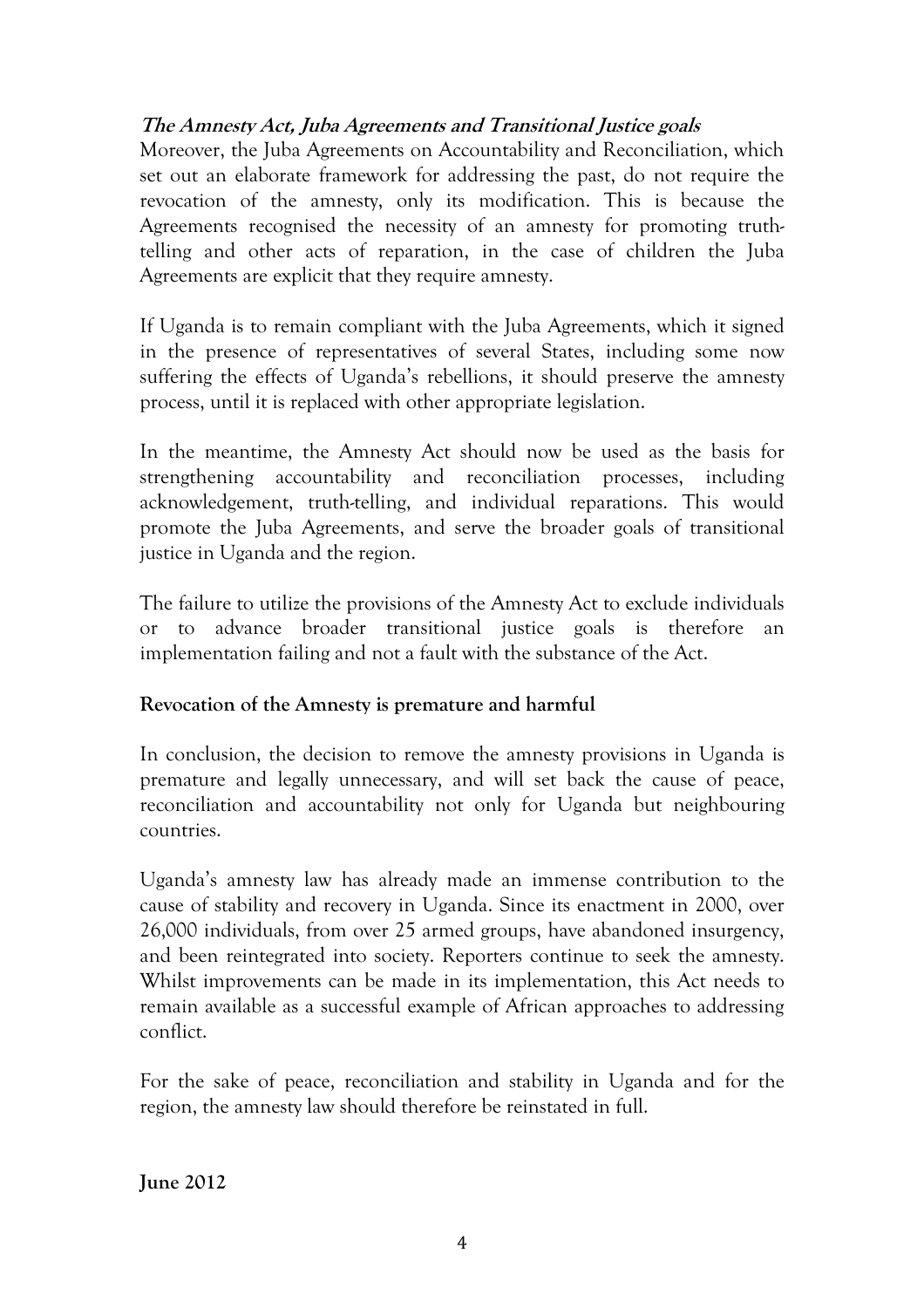### ***The Amnesty Act, Juba Agreements and Transitional Justice goals***

Moreover, the Juba Agreements on Accountability and Reconciliation, which set out an elaborate framework for addressing the past, do not require the revocation of the amnesty, only its modification. This is because the Agreements recognised the necessity of an amnesty for promoting truth-telling and other acts of reparation, in the case of children the Juba Agreements are explicit that they require amnesty.

If Uganda is to remain compliant with the Juba Agreements, which it signed in the presence of representatives of several States, including some now suffering the effects of Uganda's rebellions, it should preserve the amnesty process, until it is replaced with other appropriate legislation.

In the meantime, the Amnesty Act should now be used as the basis for strengthening accountability and reconciliation processes, including acknowledgement, truth-telling, and individual reparations. This would promote the Juba Agreements, and serve the broader goals of transitional justice in Uganda and the region.

The failure to utilize the provisions of the Amnesty Act to exclude individuals or to advance broader transitional justice goals is therefore an implementation failing and not a fault with the substance of the Act.

### **Revocation of the Amnesty is premature and harmful**

In conclusion, the decision to remove the amnesty provisions in Uganda is premature and legally unnecessary, and will set back the cause of peace, reconciliation and accountability not only for Uganda but neighbouring countries.

Uganda's amnesty law has already made an immense contribution to the cause of stability and recovery in Uganda. Since its enactment in 2000, over 26,000 individuals, from over 25 armed groups, have abandoned insurgency, and been reintegrated into society. Reporters continue to seek the amnesty. Whilst improvements can be made in its implementation, this Act needs to remain available as a successful example of African approaches to addressing conflict.

For the sake of peace, reconciliation and stability in Uganda and for the region, the amnesty law should therefore be reinstated in full.

**June 2012**